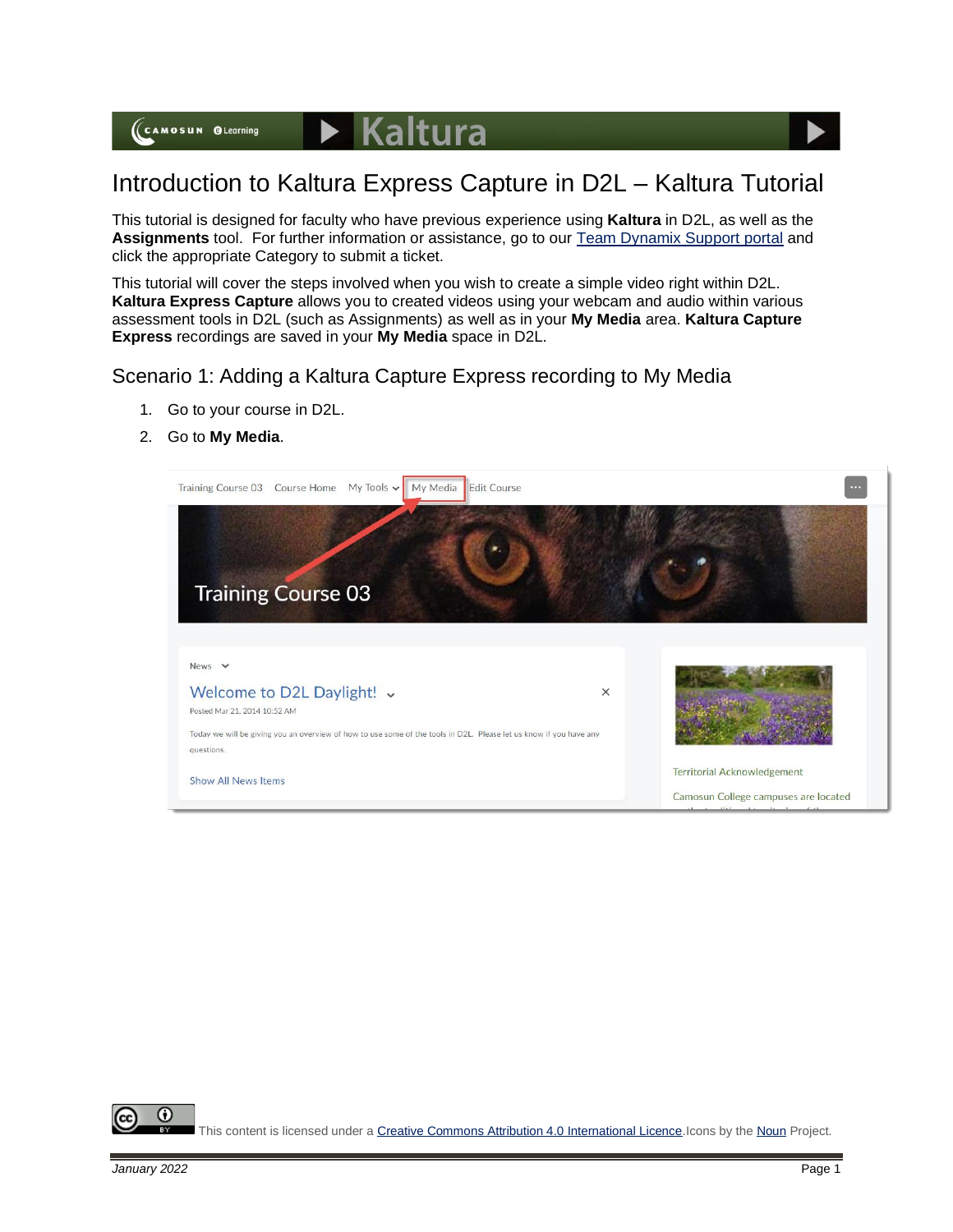# Introduction to Kaltura Express Capture in D2L – Kaltura Tutorial

This tutorial is designed for faculty who have previous experience using **Kaltura** in D2L, as well as the **Assignments** tool. For further information or assistance, go to our [Team Dynamix Support portal]() and click the appropriate Category to submit a ticket.

This tutorial will cover the steps involved when you wish to create a simple video right within D2L. **Kaltura Express Capture** allows you to created videos using your webcam and audio within various assessment tools in D2L (such as Assignments) as well as in your **My Media** area. **Kaltura Capture Express** recordings are saved in your **My Media** space in D2L.

## Scenario 1: Adding a Kaltura Capture Express recording to My Media

1. Go to your course in D2L.
2. Go to **My Media**.

This content is licensed under a [Creative Commons Attribution 4.0 International Licence](). Icons by the [Noun]() Project.

*January 2022*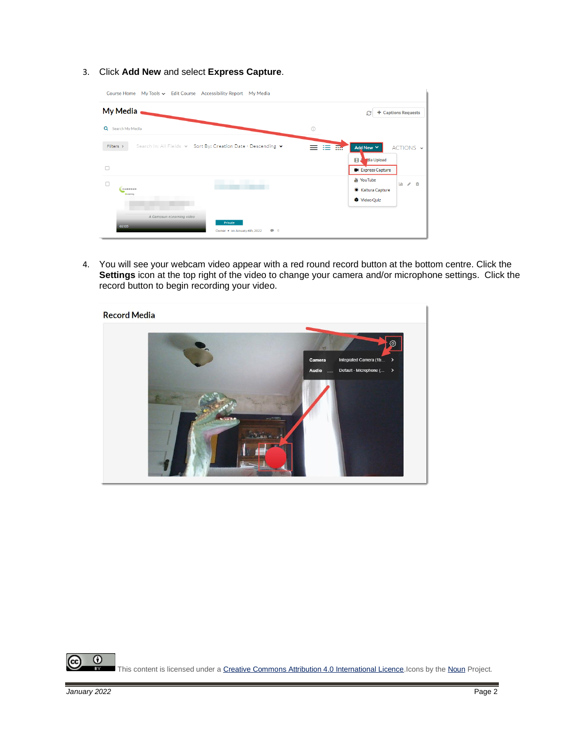3. Click **Add New** and select **Express Capture**.

4. You will see your webcam video appear with a red round record button at the bottom centre. Click the **Settings** icon at the top right of the video to change your camera and/or microphone settings. Click the record button to begin recording your video.

This content is licensed under a [Creative Commons Attribution 4.0 International Licence](). Icons by the [Noun]() Project.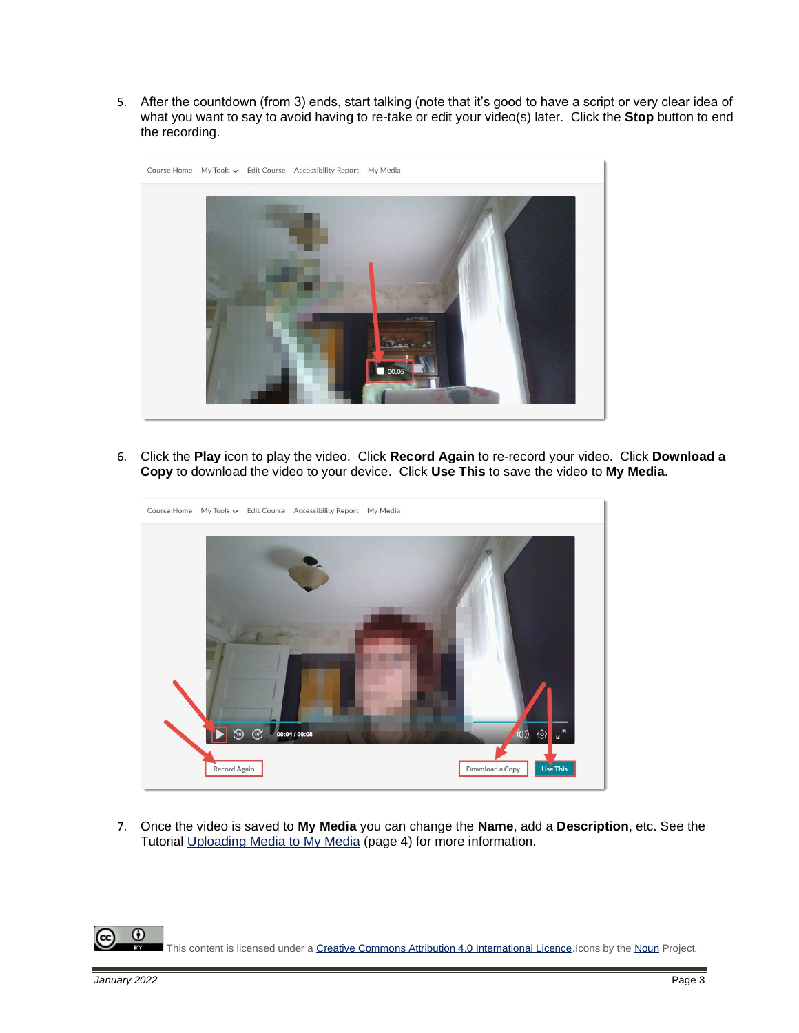5. After the countdown (from 3) ends, start talking (note that it's good to have a script or very clear idea of what you want to say to avoid having to re-take or edit your video(s) later. Click the **Stop** button to end the recording.

6. Click the **Play** icon to play the video. Click **Record Again** to re-record your video. Click **Download a Copy** to download the video to your device. Click **Use This** to save the video to **My Media**.

7. Once the video is saved to **My Media** you can change the **Name**, add a **Description**, etc. See the Tutorial Uploading Media to My Media (page 4) for more information.

This content is licensed under a Creative Commons Attribution 4.0 International Licence. Icons by the Noun Project.

*January 2022*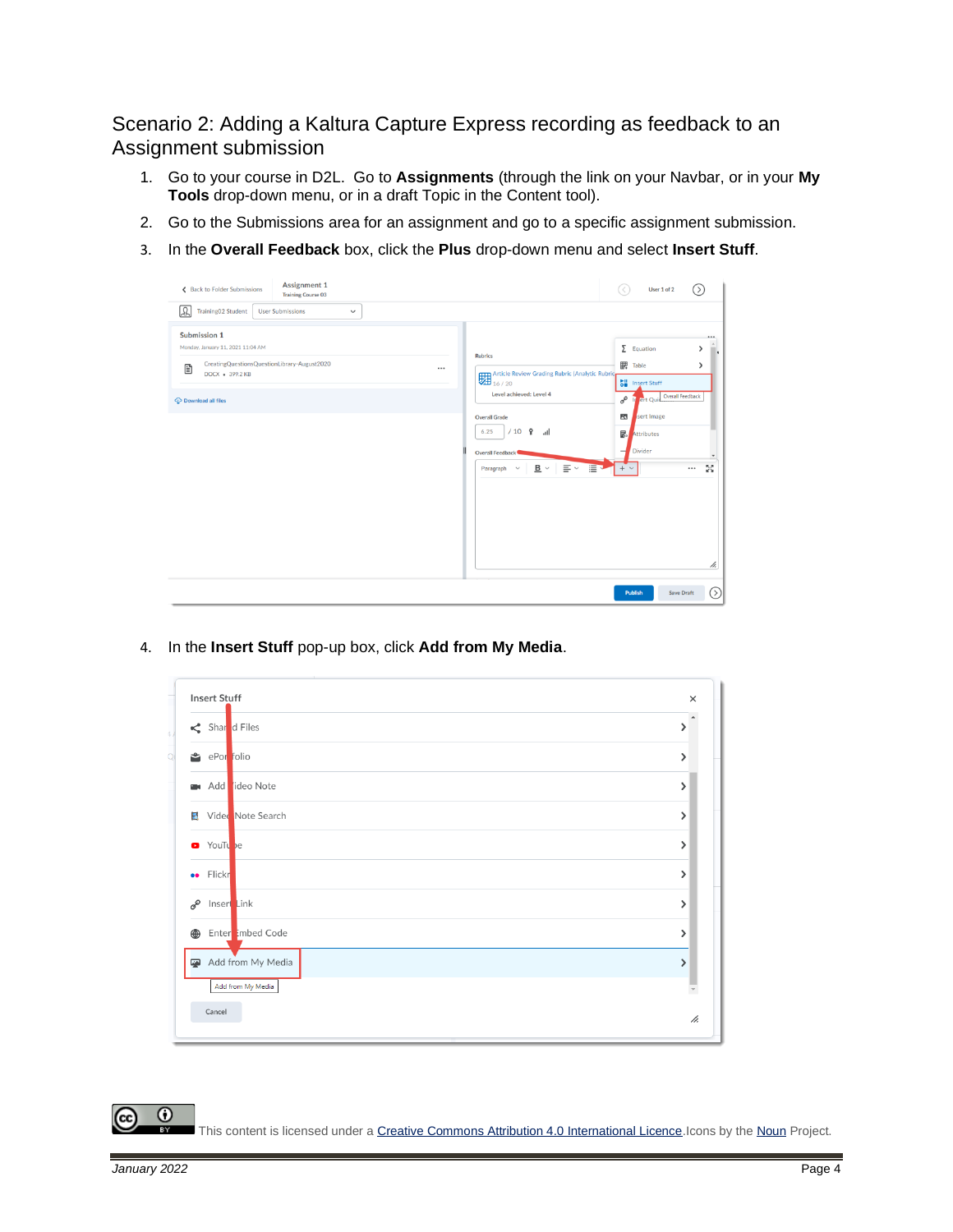## Scenario 2: Adding a Kaltura Capture Express recording as feedback to an Assignment submission

1. Go to your course in D2L. Go to **Assignments** (through the link on your Navbar, or in your **My Tools** drop-down menu, or in a draft Topic in the Content tool).
2. Go to the Submissions area for an assignment and go to a specific assignment submission.
3. In the **Overall Feedback** box, click the **Plus** drop-down menu and select **Insert Stuff**.

4. In the **Insert Stuff** pop-up box, click **Add from My Media**.

This content is licensed under a Creative Commons Attribution 4.0 International Licence. Icons by the Noun Project.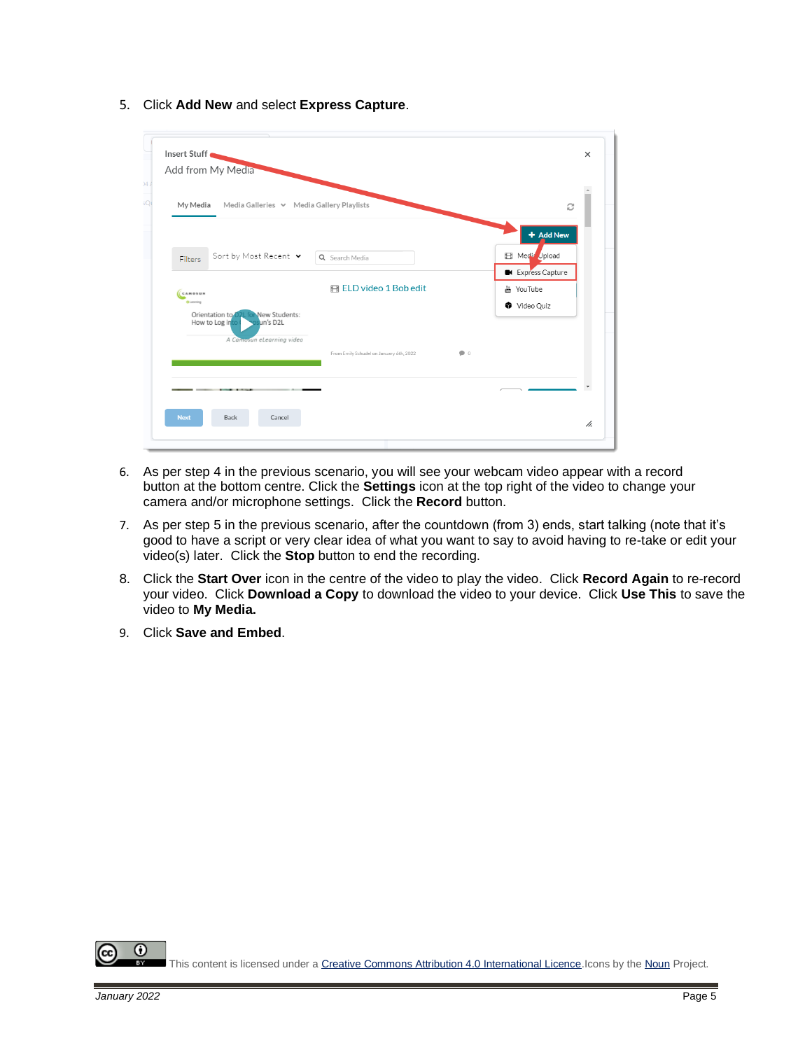5. Click **Add New** and select **Express Capture**.

6. As per step 4 in the previous scenario, you will see your webcam video appear with a record button at the bottom centre. Click the **Settings** icon at the top right of the video to change your camera and/or microphone settings. Click the **Record** button.

7. As per step 5 in the previous scenario, after the countdown (from 3) ends, start talking (note that it's good to have a script or very clear idea of what you want to say to avoid having to re-take or edit your video(s) later. Click the **Stop** button to end the recording.

8. Click the **Start Over** icon in the centre of the video to play the video. Click **Record Again** to re-record your video. Click **Download a Copy** to download the video to your device. Click **Use This** to save the video to **My Media.**

9. Click **Save and Embed**.

This content is licensed under a Creative Commons Attribution 4.0 International Licence. Icons by the Noun Project.

*January 2022*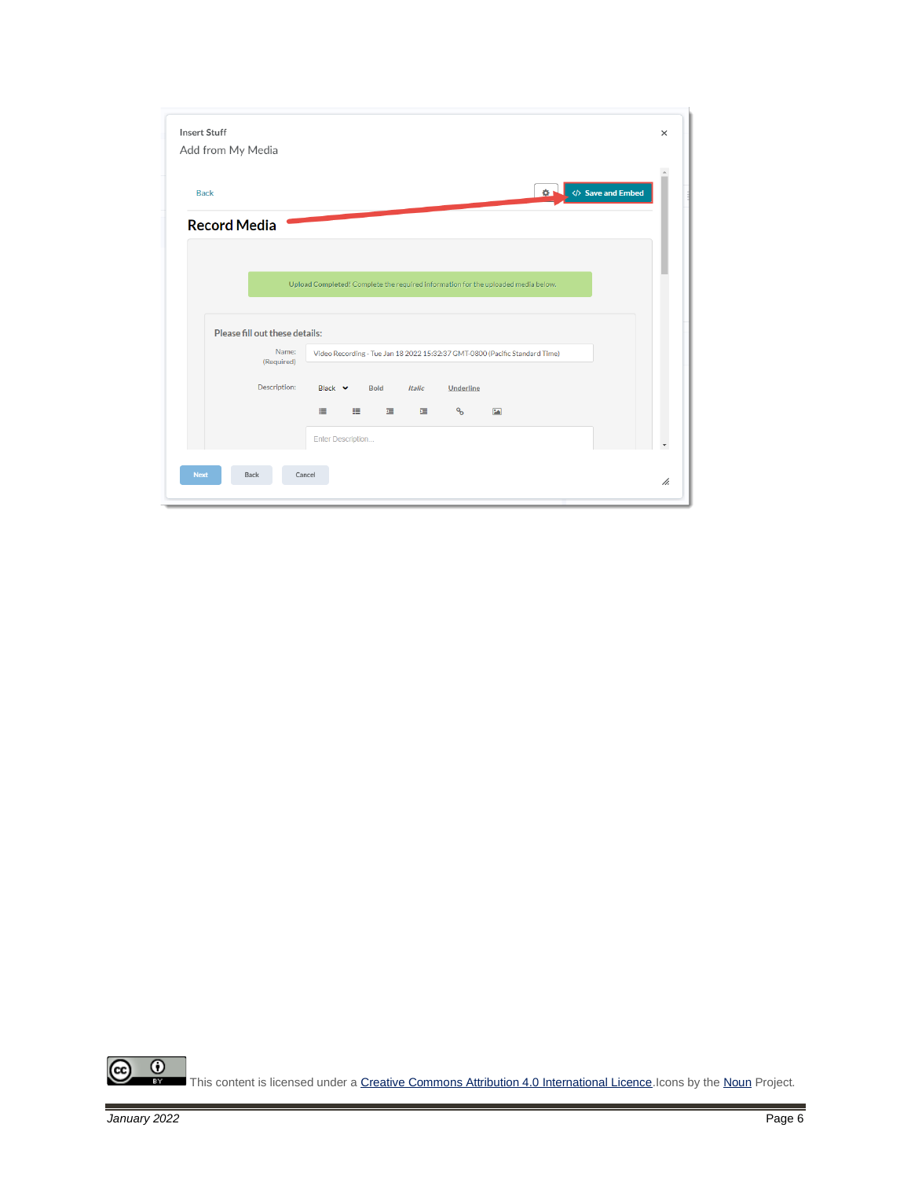Insert Stuff

Add from My Media

Back

Save and Embed

**Record Media**

Upload Completed! Complete the required information for the uploaded media below.

Please fill out these details:

Name: (Required) Video Recording - Tue Jan 18 2022 15:32:37 GMT-0800 (Pacific Standard Time)

Description: Black Bold Italic Underline

Enter Description...

Next Back Cancel

This content is licensed under a [Creative Commons Attribution 4.0 International Licence](). Icons by the [Noun]() Project.

*January 2022*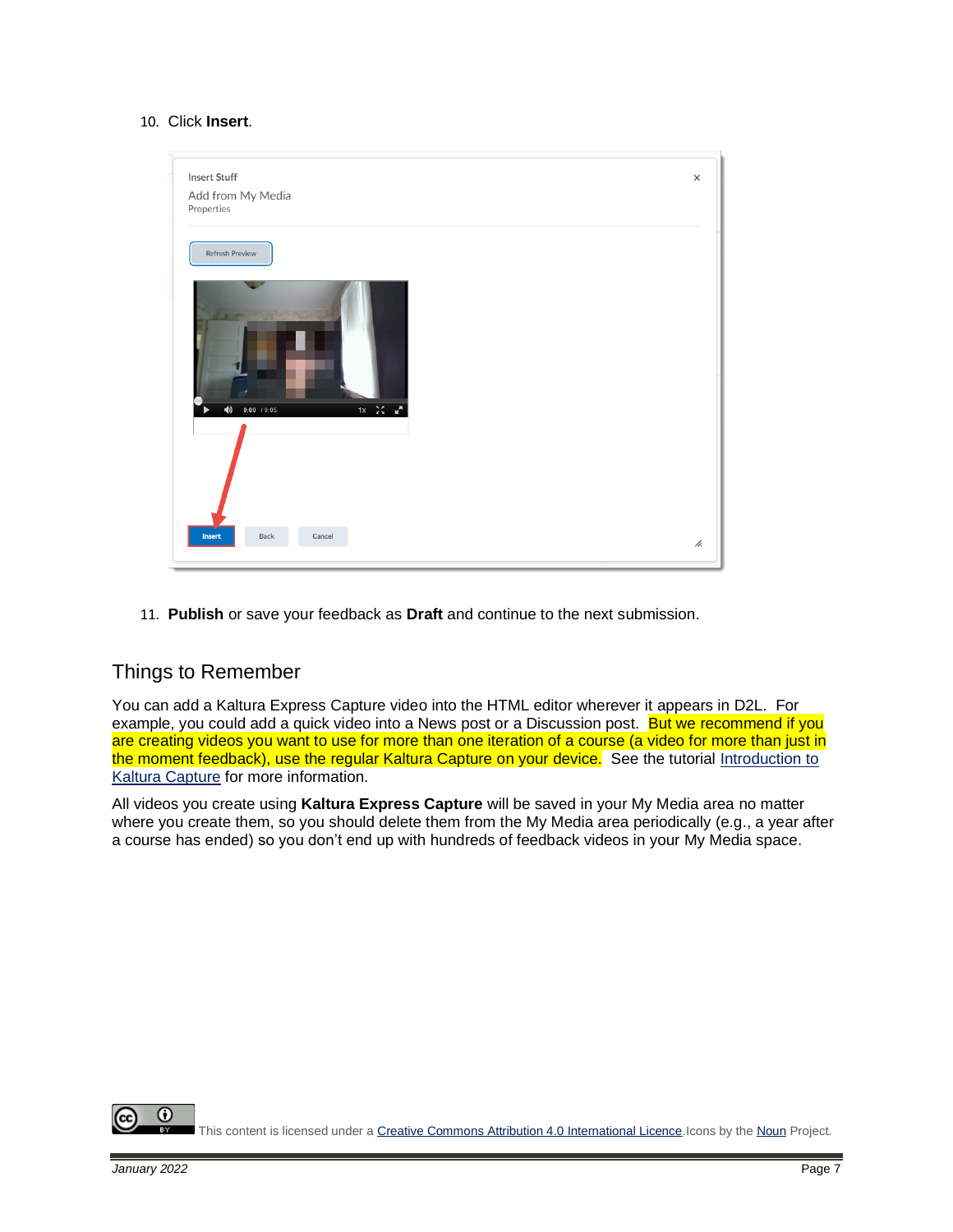10. Click **Insert**.

11. **Publish** or save your feedback as **Draft** and continue to the next submission.

## Things to Remember

You can add a Kaltura Express Capture video into the HTML editor wherever it appears in D2L. For example, you could add a quick video into a News post or a Discussion post. But we recommend if you are creating videos you want to use for more than one iteration of a course (a video for more than just in the moment feedback), use the regular Kaltura Capture on your device. See the tutorial Introduction to Kaltura Capture for more information.

All videos you create using **Kaltura Express Capture** will be saved in your My Media area no matter where you create them, so you should delete them from the My Media area periodically (e.g., a year after a course has ended) so you don't end up with hundreds of feedback videos in your My Media space.

This content is licensed under a Creative Commons Attribution 4.0 International Licence. Icons by the Noun Project.

*January 2022*